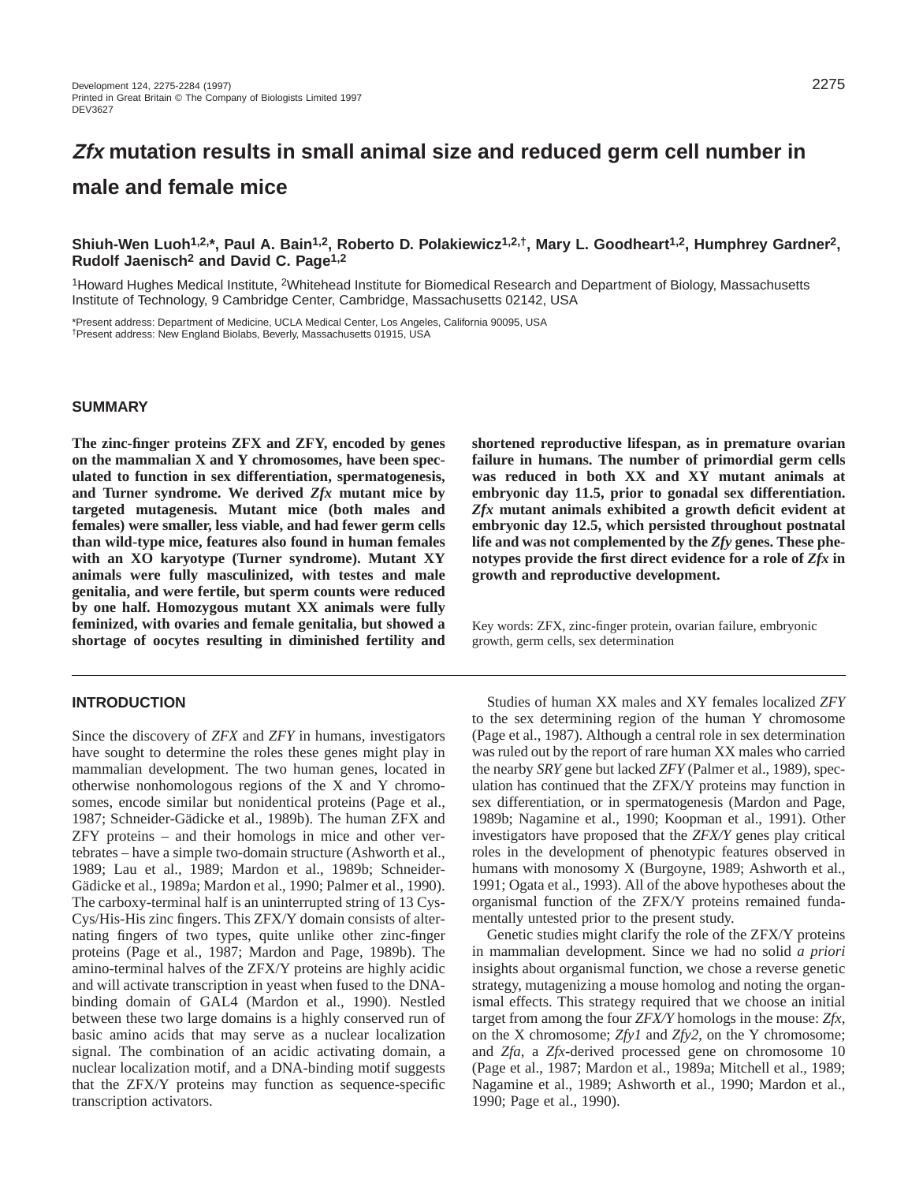# *Zfx* mutation results in small animal size and reduced germ cell number in male and female mice

**Shiuh-Wen Luoh[1,2,*], Paul A. Bain[1,2], Roberto D. Polakiewicz[1,2,†], Mary L. Goodheart[1,2], Humphrey Gardner[2], Rudolf Jaenisch[2] and David C. Page[1,2]**

[1]Howard Hughes Medical Institute, [2]Whitehead Institute for Biomedical Research and Department of Biology, Massachusetts Institute of Technology, 9 Cambridge Center, Cambridge, Massachusetts 02142, USA

*Present address: Department of Medicine, UCLA Medical Center, Los Angeles, California 90095, USA
†Present address: New England Biolabs, Beverly, Massachusetts 01915, USA

## SUMMARY

**The zinc-finger proteins ZFX and ZFY, encoded by genes on the mammalian X and Y chromosomes, have been speculated to function in sex differentiation, spermatogenesis, and Turner syndrome. We derived *Zfx* mutant mice by targeted mutagenesis. Mutant mice (both males and females) were smaller, less viable, and had fewer germ cells than wild-type mice, features also found in human females with an XO karyotype (Turner syndrome). Mutant XY animals were fully masculinized, with testes and male genitalia, and were fertile, but sperm counts were reduced by one half. Homozygous mutant XX animals were fully feminized, with ovaries and female genitalia, but showed a shortage of oocytes resulting in diminished fertility and shortened reproductive lifespan, as in premature ovarian failure in humans. The number of primordial germ cells was reduced in both XX and XY mutant animals at embryonic day 11.5, prior to gonadal sex differentiation. *Zfx* mutant animals exhibited a growth deficit evident at embryonic day 12.5, which persisted throughout postnatal life and was not complemented by the *Zfy* genes. These phenotypes provide the first direct evidence for a role of *Zfx* in growth and reproductive development.**

Key words: ZFX, zinc-finger protein, ovarian failure, embryonic growth, germ cells, sex determination

## INTRODUCTION

Since the discovery of *ZFX* and *ZFY* in humans, investigators have sought to determine the roles these genes might play in mammalian development. The two human genes, located in otherwise nonhomologous regions of the X and Y chromosomes, encode similar but nonidentical proteins (Page et al., 1987; Schneider-Gädicke et al., 1989b). The human ZFX and ZFY proteins – and their homologs in mice and other vertebrates – have a simple two-domain structure (Ashworth et al., 1989; Lau et al., 1989; Mardon et al., 1989b; Schneider-Gädicke et al., 1989a; Mardon et al., 1990; Palmer et al., 1990). The carboxy-terminal half is an uninterrupted string of 13 Cys-Cys/His-His zinc fingers. This ZFX/Y domain consists of alternating fingers of two types, quite unlike other zinc-finger proteins (Page et al., 1987; Mardon and Page, 1989b). The amino-terminal halves of the ZFX/Y proteins are highly acidic and will activate transcription in yeast when fused to the DNA-binding domain of GAL4 (Mardon et al., 1990). Nestled between these two large domains is a highly conserved run of basic amino acids that may serve as a nuclear localization signal. The combination of an acidic activating domain, a nuclear localization motif, and a DNA-binding motif suggests that the ZFX/Y proteins may function as sequence-specific transcription activators.

Studies of human XX males and XY females localized *ZFY* to the sex determining region of the human Y chromosome (Page et al., 1987). Although a central role in sex determination was ruled out by the report of rare human XX males who carried the nearby *SRY* gene but lacked *ZFY* (Palmer et al., 1989), speculation has continued that the ZFX/Y proteins may function in sex differentiation, or in spermatogenesis (Mardon and Page, 1989b; Nagamine et al., 1990; Koopman et al., 1991). Other investigators have proposed that the *ZFX/Y* genes play critical roles in the development of phenotypic features observed in humans with monosomy X (Burgoyne, 1989; Ashworth et al., 1991; Ogata et al., 1993). All of the above hypotheses about the organismal function of the ZFX/Y proteins remained fundamentally untested prior to the present study.

Genetic studies might clarify the role of the ZFX/Y proteins in mammalian development. Since we had no solid *a priori* insights about organismal function, we chose a reverse genetic strategy, mutagenizing a mouse homolog and noting the organismal effects. This strategy required that we choose an initial target from among the four *ZFX/Y* homologs in the mouse: *Zfx*, on the X chromosome; *Zfy1* and *Zfy2*, on the Y chromosome; and *Zfa*, a *Zfx*-derived processed gene on chromosome 10 (Page et al., 1987; Mardon et al., 1989a; Mitchell et al., 1989; Nagamine et al., 1989; Ashworth et al., 1990; Mardon et al., 1990; Page et al., 1990).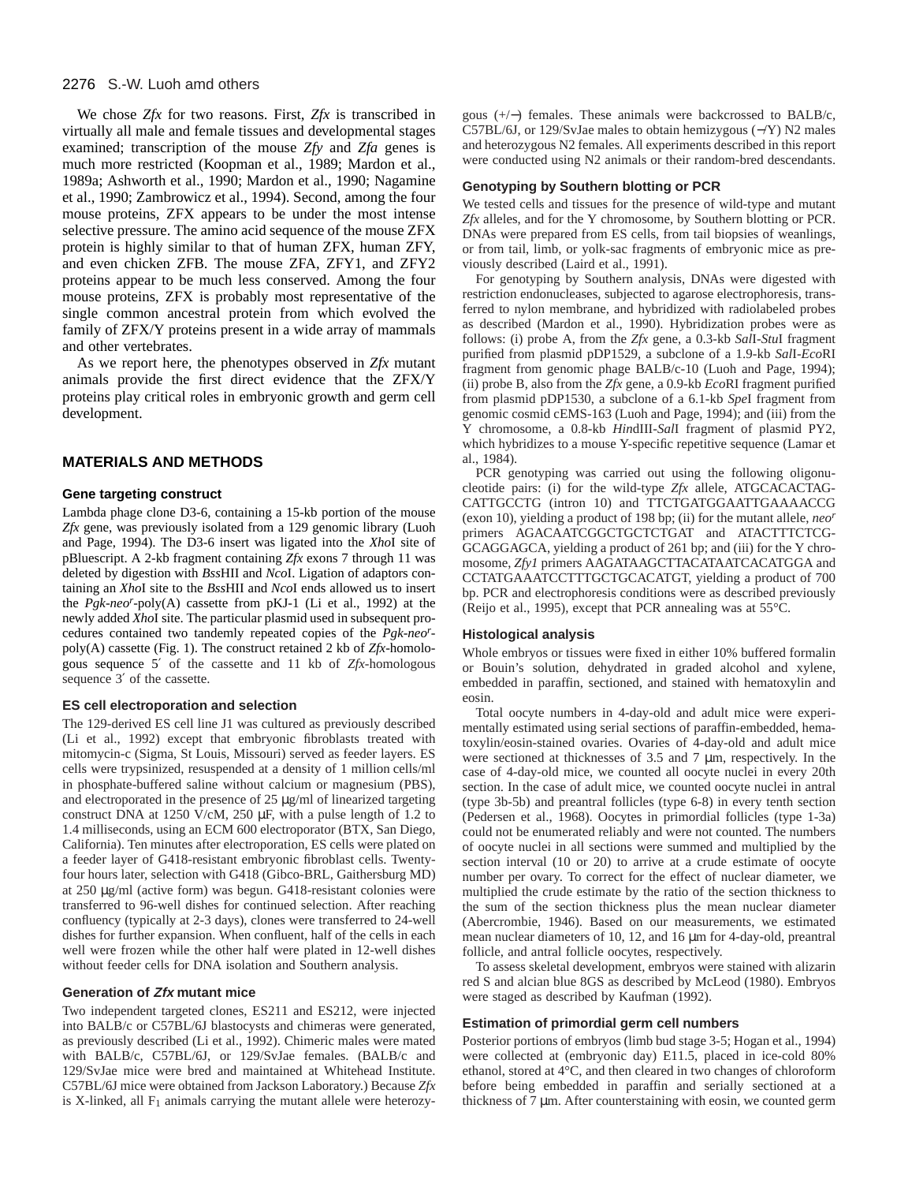We chose *Zfx* for two reasons. First, *Zfx* is transcribed in virtually all male and female tissues and developmental stages examined; transcription of the mouse *Zfy* and *Zfa* genes is much more restricted (Koopman et al., 1989; Mardon et al., 1989a; Ashworth et al., 1990; Mardon et al., 1990; Nagamine et al., 1990; Zambrowicz et al., 1994). Second, among the four mouse proteins, ZFX appears to be under the most intense selective pressure. The amino acid sequence of the mouse ZFX protein is highly similar to that of human ZFX, human ZFY, and even chicken ZFB. The mouse ZFA, ZFY1, and ZFY2 proteins appear to be much less conserved. Among the four mouse proteins, ZFX is probably most representative of the single common ancestral protein from which evolved the family of ZFX/Y proteins present in a wide array of mammals and other vertebrates.

As we report here, the phenotypes observed in *Zfx* mutant animals provide the first direct evidence that the ZFX/Y proteins play critical roles in embryonic growth and germ cell development.

## MATERIALS AND METHODS

### Gene targeting construct

Lambda phage clone D3-6, containing a 15-kb portion of the mouse *Zfx* gene, was previously isolated from a 129 genomic library (Luoh and Page, 1994). The D3-6 insert was ligated into the *Xho*I site of pBluescript. A 2-kb fragment containing *Zfx* exons 7 through 11 was deleted by digestion with *Bss*HII and *Nco*I. Ligation of adaptors containing an *Xho*I site to the *Bss*HII and *Nco*I ends allowed us to insert the *Pgk-neo*$^r$-poly(A) cassette from pKJ-1 (Li et al., 1992) at the newly added *Xho*I site. The particular plasmid used in subsequent procedures contained two tandemly repeated copies of the *Pgk-neo*$^r$-poly(A) cassette (Fig. 1). The construct retained 2 kb of *Zfx*-homologous sequence 5′ of the cassette and 11 kb of *Zfx*-homologous sequence 3′ of the cassette.

### ES cell electroporation and selection

The 129-derived ES cell line J1 was cultured as previously described (Li et al., 1992) except that embryonic fibroblasts treated with mitomycin-c (Sigma, St Louis, Missouri) served as feeder layers. ES cells were trypsinized, resuspended at a density of 1 million cells/ml in phosphate-buffered saline without calcium or magnesium (PBS), and electroporated in the presence of 25 µg/ml of linearized targeting construct DNA at 1250 V/cM, 250 µF, with a pulse length of 1.2 to 1.4 milliseconds, using an ECM 600 electroporator (BTX, San Diego, California). Ten minutes after electroporation, ES cells were plated on a feeder layer of G418-resistant embryonic fibroblast cells. Twenty-four hours later, selection with G418 (Gibco-BRL, Gaithersburg MD) at 250 µg/ml (active form) was begun. G418-resistant colonies were transferred to 96-well dishes for continued selection. After reaching confluency (typically at 2-3 days), clones were transferred to 24-well dishes for further expansion. When confluent, half of the cells in each well were frozen while the other half were plated in 12-well dishes without feeder cells for DNA isolation and Southern analysis.

### Generation of *Zfx* mutant mice

Two independent targeted clones, ES211 and ES212, were injected into BALB/c or C57BL/6J blastocysts and chimeras were generated, as previously described (Li et al., 1992). Chimeric males were mated with BALB/c, C57BL/6J, or 129/SvJae females. (BALB/c and 129/SvJae mice were bred and maintained at Whitehead Institute. C57BL/6J mice were obtained from Jackson Laboratory.) Because *Zfx* is X-linked, all $F_1$ animals carrying the mutant allele were heterozygous (+/−) females. These animals were backcrossed to BALB/c, C57BL/6J, or 129/SvJae males to obtain hemizygous (−/Y) N2 males and heterozygous N2 females. All experiments described in this report were conducted using N2 animals or their random-bred descendants.

### Genotyping by Southern blotting or PCR

We tested cells and tissues for the presence of wild-type and mutant *Zfx* alleles, and for the Y chromosome, by Southern blotting or PCR. DNAs were prepared from ES cells, from tail biopsies of weanlings, or from tail, limb, or yolk-sac fragments of embryonic mice as previously described (Laird et al., 1991).

For genotyping by Southern analysis, DNAs were digested with restriction endonucleases, subjected to agarose electrophoresis, transferred to nylon membrane, and hybridized with radiolabeled probes as described (Mardon et al., 1990). Hybridization probes were as follows: (i) probe A, from the *Zfx* gene, a 0.3-kb *Sal*I-*Stu*I fragment purified from plasmid pDP1529, a subclone of a 1.9-kb *Sal*I-*Eco*RI fragment from genomic phage BALB/c-10 (Luoh and Page, 1994); (ii) probe B, also from the *Zfx* gene, a 0.9-kb *Eco*RI fragment purified from plasmid pDP1530, a subclone of a 6.1-kb *Spe*I fragment from genomic cosmid cEMS-163 (Luoh and Page, 1994); and (iii) from the Y chromosome, a 0.8-kb *Hin*dIII-*Sal*I fragment of plasmid PY2, which hybridizes to a mouse Y-specific repetitive sequence (Lamar et al., 1984).

PCR genotyping was carried out using the following oligonucleotide pairs: (i) for the wild-type *Zfx* allele, ATGCACACTAGCATTGCCTG (intron 10) and TTCTGATGGAATTGAAAACCG (exon 10), yielding a product of 198 bp; (ii) for the mutant allele, *neo*$^r$ primers AGACAATCGGCTGCTCTGAT and ATACTTTCTCGGCAGGAGCA, yielding a product of 261 bp; and (iii) for the Y chromosome, *Zfy1* primers AAGATAAGCTTACATAATCACATGGA and CCTATGAAATCCTTTGCTGCACATGT, yielding a product of 700 bp. PCR and electrophoresis conditions were as described previously (Reijo et al., 1995), except that PCR annealing was at 55°C.

### Histological analysis

Whole embryos or tissues were fixed in either 10% buffered formalin or Bouin's solution, dehydrated in graded alcohol and xylene, embedded in paraffin, sectioned, and stained with hematoxylin and eosin.

Total oocyte numbers in 4-day-old and adult mice were experimentally estimated using serial sections of paraffin-embedded, hematoxylin/eosin-stained ovaries. Ovaries of 4-day-old and adult mice were sectioned at thicknesses of 3.5 and 7 µm, respectively. In the case of 4-day-old mice, we counted all oocyte nuclei in every 20th section. In the case of adult mice, we counted oocyte nuclei in antral (type 3b-5b) and preantral follicles (type 6-8) in every tenth section (Pedersen et al., 1968). Oocytes in primordial follicles (type 1-3a) could not be enumerated reliably and were not counted. The numbers of oocyte nuclei in all sections were summed and multiplied by the section interval (10 or 20) to arrive at a crude estimate of oocyte number per ovary. To correct for the effect of nuclear diameter, we multiplied the crude estimate by the ratio of the section thickness to the sum of the section thickness plus the mean nuclear diameter (Abercrombie, 1946). Based on our measurements, we estimated mean nuclear diameters of 10, 12, and 16 µm for 4-day-old, preantral follicle, and antral follicle oocytes, respectively.

To assess skeletal development, embryos were stained with alizarin red S and alcian blue 8GS as described by McLeod (1980). Embryos were staged as described by Kaufman (1992).

### Estimation of primordial germ cell numbers

Posterior portions of embryos (limb bud stage 3-5; Hogan et al., 1994) were collected at (embryonic day) E11.5, placed in ice-cold 80% ethanol, stored at 4°C, and then cleared in two changes of chloroform before being embedded in paraffin and serially sectioned at a thickness of 7 µm. After counterstaining with eosin, we counted germ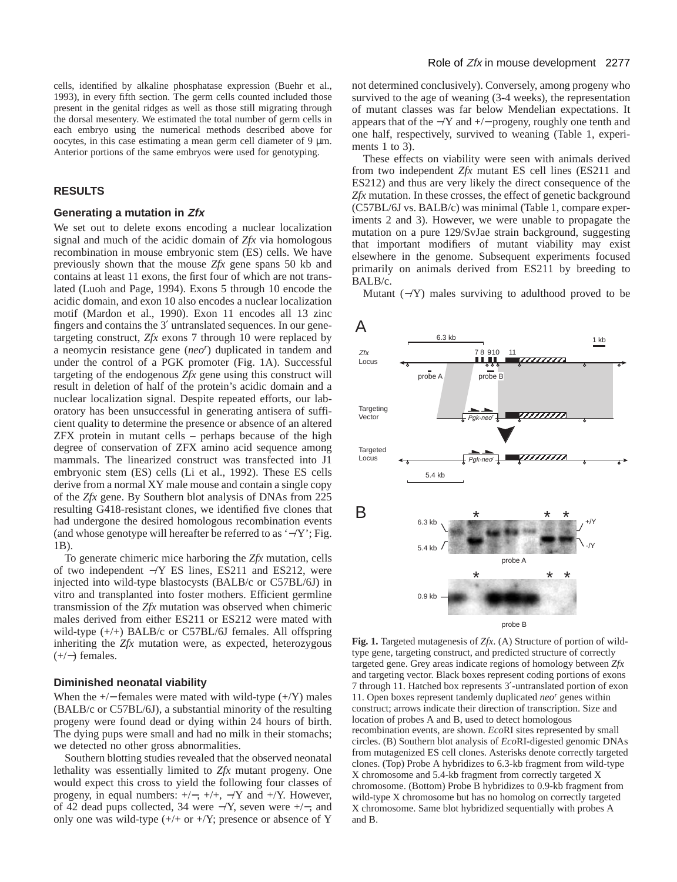cells, identified by alkaline phosphatase expression (Buehr et al., 1993), in every fifth section. The germ cells counted included those present in the genital ridges as well as those still migrating through the dorsal mesentery. We estimated the total number of germ cells in each embryo using the numerical methods described above for oocytes, in this case estimating a mean germ cell diameter of 9 µm. Anterior portions of the same embryos were used for genotyping.

## RESULTS

### Generating a mutation in *Zfx*

We set out to delete exons encoding a nuclear localization signal and much of the acidic domain of *Zfx* via homologous recombination in mouse embryonic stem (ES) cells. We have previously shown that the mouse *Zfx* gene spans 50 kb and contains at least 11 exons, the first four of which are not translated (Luoh and Page, 1994). Exons 5 through 10 encode the acidic domain, and exon 10 also encodes a nuclear localization motif (Mardon et al., 1990). Exon 11 encodes all 13 zinc fingers and contains the 3′ untranslated sequences. In our gene-targeting construct, *Zfx* exons 7 through 10 were replaced by a neomycin resistance gene (*neo*$^r$) duplicated in tandem and under the control of a PGK promoter (Fig. 1A). Successful targeting of the endogenous *Zfx* gene using this construct will result in deletion of half of the protein's acidic domain and a nuclear localization signal. Despite repeated efforts, our laboratory has been unsuccessful in generating antisera of sufficient quality to determine the presence or absence of an altered ZFX protein in mutant cells – perhaps because of the high degree of conservation of ZFX amino acid sequence among mammals. The linearized construct was transfected into J1 embryonic stem (ES) cells (Li et al., 1992). These ES cells derive from a normal XY male mouse and contain a single copy of the *Zfx* gene. By Southern blot analysis of DNAs from 225 resulting G418-resistant clones, we identified five clones that had undergone the desired homologous recombination events (and whose genotype will hereafter be referred to as '−/Y'; Fig. 1B).

To generate chimeric mice harboring the *Zfx* mutation, cells of two independent −/Y ES lines, ES211 and ES212, were injected into wild-type blastocysts (BALB/c or C57BL/6J) in vitro and transplanted into foster mothers. Efficient germline transmission of the *Zfx* mutation was observed when chimeric males derived from either ES211 or ES212 were mated with wild-type (+/+) BALB/c or C57BL/6J females. All offspring inheriting the *Zfx* mutation were, as expected, heterozygous (+/−) females.

### Diminished neonatal viability

When the +/− females were mated with wild-type (+/Y) males (BALB/c or C57BL/6J), a substantial minority of the resulting progeny were found dead or dying within 24 hours of birth. The dying pups were small and had no milk in their stomachs; we detected no other gross abnormalities.

Southern blotting studies revealed that the observed neonatal lethality was essentially limited to *Zfx* mutant progeny. One would expect this cross to yield the following four classes of progeny, in equal numbers: +/−, +/+, −/Y and +/Y. However, of 42 dead pups collected, 34 were −/Y, seven were +/−, and only one was wild-type (+/+ or +/Y; presence or absence of Y not determined conclusively). Conversely, among progeny who survived to the age of weaning (3-4 weeks), the representation of mutant classes was far below Mendelian expectations. It appears that of the −/Y and +/− progeny, roughly one tenth and one half, respectively, survived to weaning (Table 1, experiments 1 to 3).

These effects on viability were seen with animals derived from two independent *Zfx* mutant ES cell lines (ES211 and ES212) and thus are very likely the direct consequence of the *Zfx* mutation. In these crosses, the effect of genetic background (C57BL/6J vs. BALB/c) was minimal (Table 1, compare experiments 2 and 3). However, we were unable to propagate the mutation on a pure 129/SvJae strain background, suggesting that important modifiers of mutant viability may exist elsewhere in the genome. Subsequent experiments focused primarily on animals derived from ES211 by breeding to BALB/c.

Mutant (−/Y) males surviving to adulthood proved to be

**Fig. 1.** Targeted mutagenesis of *Zfx*. (A) Structure of portion of wild-type gene, targeting construct, and predicted structure of correctly targeted gene. Grey areas indicate regions of homology between *Zfx* and targeting vector. Black boxes represent coding portions of exons 7 through 11. Hatched box represents 3′-untranslated portion of exon 11. Open boxes represent tandemly duplicated *neo*$^r$ genes within construct; arrows indicate their direction of transcription. Size and location of probes A and B, used to detect homologous recombination events, are shown. *Eco*RI sites represented by small circles. (B) Southern blot analysis of *Eco*RI-digested genomic DNAs from mutagenized ES cell clones. Asterisks denote correctly targeted clones. (Top) Probe A hybridizes to 6.3-kb fragment from wild-type X chromosome and 5.4-kb fragment from correctly targeted X chromosome. (Bottom) Probe B hybridizes to 0.9-kb fragment from wild-type X chromosome but has no homolog on correctly targeted X chromosome. Same blot hybridized sequentially with probes A and B.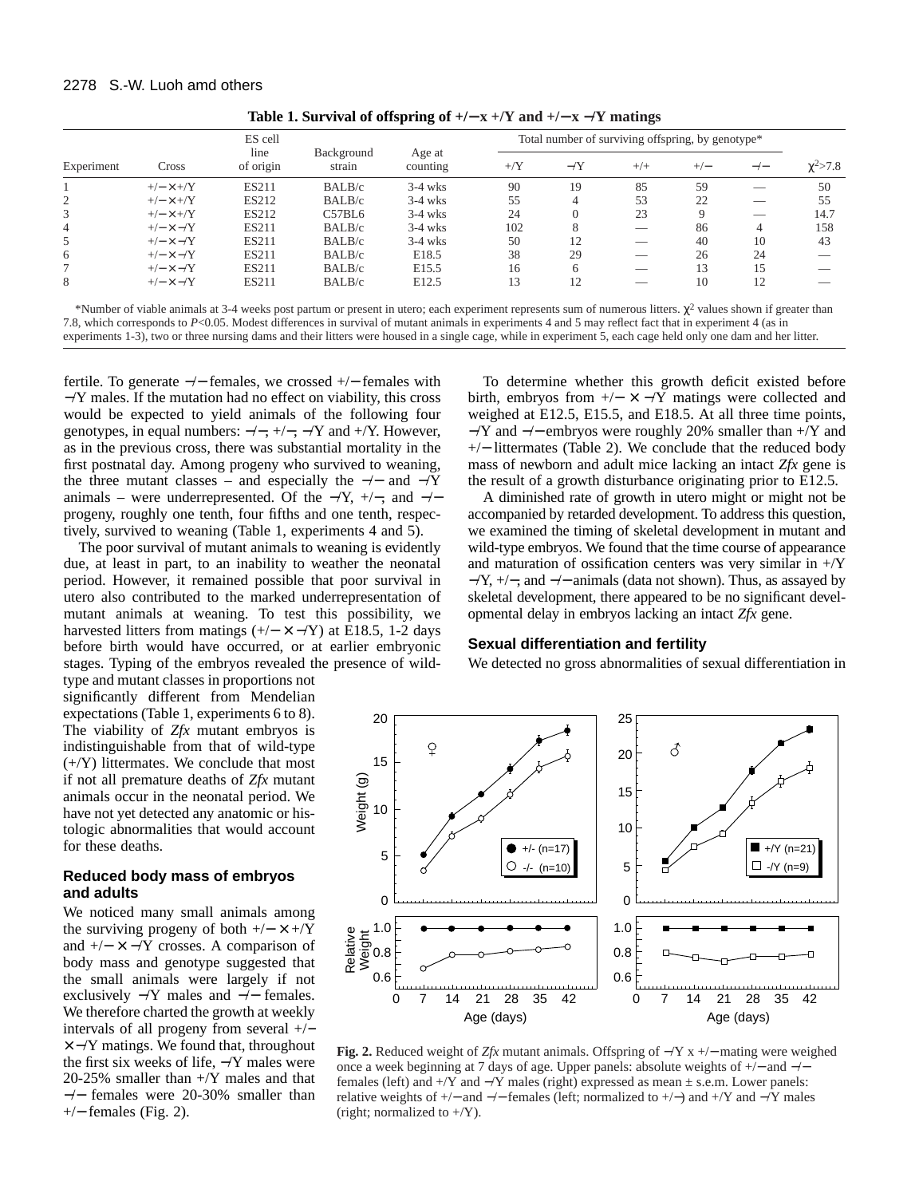**Table 1. Survival of offspring of +/− x +/Y and +/− x −/Y matings**

| Experiment | Cross | ES cell line of origin | Background strain | Age at counting | Total number of surviving offspring, by genotype* | | | | | $\chi^2$>7.8 |
|---|---|---|---|---|---|---|---|---|---|---|
| | | | | | +/Y | −/Y | +/+ | +/− | −/− | |
| 1 | +/−×+/Y | ES211 | BALB/c | 3-4 wks | 90 | 19 | 85 | 59 | — | 50 |
| 2 | +/−×+/Y | ES212 | BALB/c | 3-4 wks | 55 | 4 | 53 | 22 | — | 55 |
| 3 | +/−×+/Y | ES212 | C57BL6 | 3-4 wks | 24 | 0 | 23 | 9 | — | 14.7 |
| 4 | +/−×−/Y | ES211 | BALB/c | 3-4 wks | 102 | 8 | — | 86 | 4 | 158 |
| 5 | +/−×−/Y | ES211 | BALB/c | 3-4 wks | 50 | 12 | — | 40 | 10 | 43 |
| 6 | +/−×−/Y | ES211 | BALB/c | E18.5 | 38 | 29 | — | 26 | 24 | — |
| 7 | +/−×−/Y | ES211 | BALB/c | E15.5 | 16 | 6 | — | 13 | 15 | — |
| 8 | +/−×−/Y | ES211 | BALB/c | E12.5 | 13 | 12 | — | 10 | 12 | — |

*Number of viable animals at 3-4 weeks post partum or present in utero; each experiment represents sum of numerous litters. $\chi^2$ values shown if greater than 7.8, which corresponds to $P$<0.05. Modest differences in survival of mutant animals in experiments 4 and 5 may reflect fact that in experiment 4 (as in experiments 1-3), two or three nursing dams and their litters were housed in a single cage, while in experiment 5, each cage held only one dam and her litter.

fertile. To generate −/− females, we crossed +/− females with −/Y males. If the mutation had no effect on viability, this cross would be expected to yield animals of the following four genotypes, in equal numbers: −/−, +/−, −/Y and +/Y. However, as in the previous cross, there was substantial mortality in the first postnatal day. Among progeny who survived to weaning, the three mutant classes – and especially the −/− and −/Y animals – were underrepresented. Of the −/Y, +/−, and −/− progeny, roughly one tenth, four fifths and one tenth, respectively, survived to weaning (Table 1, experiments 4 and 5).

The poor survival of mutant animals to weaning is evidently due, at least in part, to an inability to weather the neonatal period. However, it remained possible that poor survival in utero also contributed to the marked underrepresentation of mutant animals at weaning. To test this possibility, we harvested litters from matings (+/− × −/Y) at E18.5, 1-2 days before birth would have occurred, or at earlier embryonic stages. Typing of the embryos revealed the presence of wild-type and mutant classes in proportions not significantly different from Mendelian expectations (Table 1, experiments 6 to 8). The viability of *Zfx* mutant embryos is indistinguishable from that of wild-type (+/Y) littermates. We conclude that most if not all premature deaths of *Zfx* mutant animals occur in the neonatal period. We have not yet detected any anatomic or histologic abnormalities that would account for these deaths.

## Reduced body mass of embryos and adults

We noticed many small animals among the surviving progeny of both +/− × +/Y and +/− × −/Y crosses. A comparison of body mass and genotype suggested that the small animals were largely if not exclusively −/Y males and −/− females. We therefore charted the growth at weekly intervals of all progeny from several +/− × −/Y matings. We found that, throughout the first six weeks of life, −/Y males were 20-25% smaller than +/Y males and that −/− females were 20-30% smaller than +/− females (Fig. 2).

To determine whether this growth deficit existed before birth, embryos from +/− × −/Y matings were collected and weighed at E12.5, E15.5, and E18.5. At all three time points, −/Y and −/− embryos were roughly 20% smaller than +/Y and +/− littermates (Table 2). We conclude that the reduced body mass of newborn and adult mice lacking an intact *Zfx* gene is the result of a growth disturbance originating prior to E12.5.

A diminished rate of growth in utero might or might not be accompanied by retarded development. To address this question, we examined the timing of skeletal development in mutant and wild-type embryos. We found that the time course of appearance and maturation of ossification centers was very similar in +/Y −/Y, +/−, and −/− animals (data not shown). Thus, as assayed by skeletal development, there appeared to be no significant developmental delay in embryos lacking an intact *Zfx* gene.

## Sexual differentiation and fertility

We detected no gross abnormalities of sexual differentiation in

**Fig. 2.** Reduced weight of *Zfx* mutant animals. Offspring of −/Y x +/− mating were weighed once a week beginning at 7 days of age. Upper panels: absolute weights of +/− and −/− females (left) and +/Y and −/Y males (right) expressed as mean ± s.e.m. Lower panels: relative weights of +/− and −/− females (left; normalized to +/−) and +/Y and −/Y males (right; normalized to +/Y).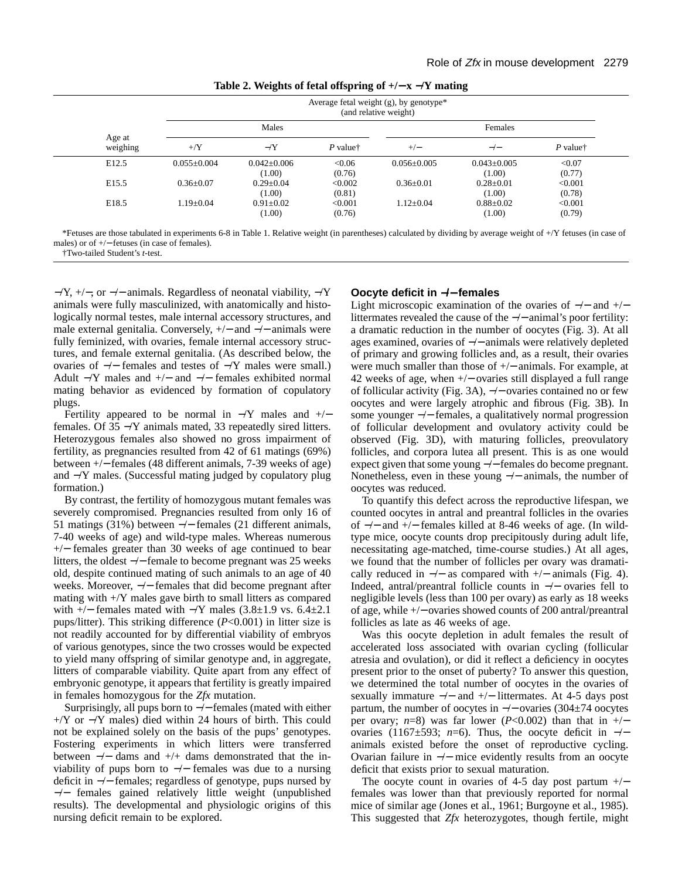**Table 2. Weights of fetal offspring of +/− x −/Y mating**

| Age at weighing | Average fetal weight (g), by genotype* (and relative weight) | | | | | |
|---|---|---|---|---|---|---|
| | Males | | | Females | | |
| | +/Y | −/Y | *P* value† | +/− | −/− | *P* value† |
| E12.5 | 0.055±0.004 | 0.042±0.006 (1.00) | <0.06 (0.76) | 0.056±0.005 | 0.043±0.005 (1.00) | <0.07 (0.77) |
| E15.5 | 0.36±0.07 | 0.29±0.04 (1.00) | <0.002 (0.81) | 0.36±0.01 | 0.28±0.01 (1.00) | <0.001 (0.78) |
| E18.5 | 1.19±0.04 | 0.91±0.02 (1.00) | <0.001 (0.76) | 1.12±0.04 | 0.88±0.02 (1.00) | <0.001 (0.79) |

*Fetuses are those tabulated in experiments 6-8 in Table 1. Relative weight (in parentheses) calculated by dividing by average weight of +/Y fetuses (in case of males) or of +/− fetuses (in case of females).
†Two-tailed Student's *t*-test.

−/Y, +/−, or −/− animals. Regardless of neonatal viability, −/Y animals were fully masculinized, with anatomically and histologically normal testes, male internal accessory structures, and male external genitalia. Conversely, +/− and −/− animals were fully feminized, with ovaries, female internal accessory structures, and female external genitalia. (As described below, the ovaries of −/− females and testes of −/Y males were small.) Adult −/Y males and +/− and −/− females exhibited normal mating behavior as evidenced by formation of copulatory plugs.

Fertility appeared to be normal in −/Y males and +/− females. Of 35 −/Y animals mated, 33 repeatedly sired litters. Heterozygous females also showed no gross impairment of fertility, as pregnancies resulted from 42 of 61 matings (69%) between +/− females (48 different animals, 7-39 weeks of age) and −/Y males. (Successful mating judged by copulatory plug formation.)

By contrast, the fertility of homozygous mutant females was severely compromised. Pregnancies resulted from only 16 of 51 matings (31%) between −/− females (21 different animals, 7-40 weeks of age) and wild-type males. Whereas numerous +/− females greater than 30 weeks of age continued to bear litters, the oldest −/− female to become pregnant was 25 weeks old, despite continued mating of such animals to an age of 40 weeks. Moreover, −/− females that did become pregnant after mating with +/Y males gave birth to small litters as compared with +/− females mated with −/Y males (3.8±1.9 vs. 6.4±2.1 pups/litter). This striking difference ($P$<0.001) in litter size is not readily accounted for by differential viability of embryos of various genotypes, since the two crosses would be expected to yield many offspring of similar genotype and, in aggregate, litters of comparable viability. Quite apart from any effect of embryonic genotype, it appears that fertility is greatly impaired in females homozygous for the *Zfx* mutation.

Surprisingly, all pups born to −/− females (mated with either +/Y or −/Y males) died within 24 hours of birth. This could not be explained solely on the basis of the pups' genotypes. Fostering experiments in which litters were transferred between −/− dams and +/+ dams demonstrated that the inviability of pups born to −/− females was due to a nursing deficit in −/− females; regardless of genotype, pups nursed by −/− females gained relatively little weight (unpublished results). The developmental and physiologic origins of this nursing deficit remain to be explored.

### Oocyte deficit in −/− females

Light microscopic examination of the ovaries of −/− and +/− littermates revealed the cause of the −/− animal's poor fertility: a dramatic reduction in the number of oocytes (Fig. 3). At all ages examined, ovaries of −/− animals were relatively depleted of primary and growing follicles and, as a result, their ovaries were much smaller than those of +/− animals. For example, at 42 weeks of age, when +/− ovaries still displayed a full range of follicular activity (Fig. 3A), −/− ovaries contained no or few oocytes and were largely atrophic and fibrous (Fig. 3B). In some younger −/− females, a qualitatively normal progression of follicular development and ovulatory activity could be observed (Fig. 3D), with maturing follicles, preovulatory follicles, and corpora lutea all present. This is as one would expect given that some young −/− females do become pregnant. Nonetheless, even in these young −/− animals, the number of oocytes was reduced.

To quantify this defect across the reproductive lifespan, we counted oocytes in antral and preantral follicles in the ovaries of −/− and +/− females killed at 8-46 weeks of age. (In wild-type mice, oocyte counts drop precipitously during adult life, necessitating age-matched, time-course studies.) At all ages, we found that the number of follicles per ovary was dramatically reduced in −/− as compared with +/− animals (Fig. 4). Indeed, antral/preantral follicle counts in −/− ovaries fell to negligible levels (less than 100 per ovary) as early as 18 weeks of age, while +/− ovaries showed counts of 200 antral/preantral follicles as late as 46 weeks of age.

Was this oocyte depletion in adult females the result of accelerated loss associated with ovarian cycling (follicular atresia and ovulation), or did it reflect a deficiency in oocytes present prior to the onset of puberty? To answer this question, we determined the total number of oocytes in the ovaries of sexually immature −/− and +/− littermates. At 4-5 days post partum, the number of oocytes in −/− ovaries (304±74 oocytes per ovary; $n$=8) was far lower ($P$<0.002) than that in +/− ovaries (1167±593; $n$=6). Thus, the oocyte deficit in −/− animals existed before the onset of reproductive cycling. Ovarian failure in −/− mice evidently results from an oocyte deficit that exists prior to sexual maturation.

The oocyte count in ovaries of 4-5 day post partum +/− females was lower than that previously reported for normal mice of similar age (Jones et al., 1961; Burgoyne et al., 1985). This suggested that *Zfx* heterozygotes, though fertile, might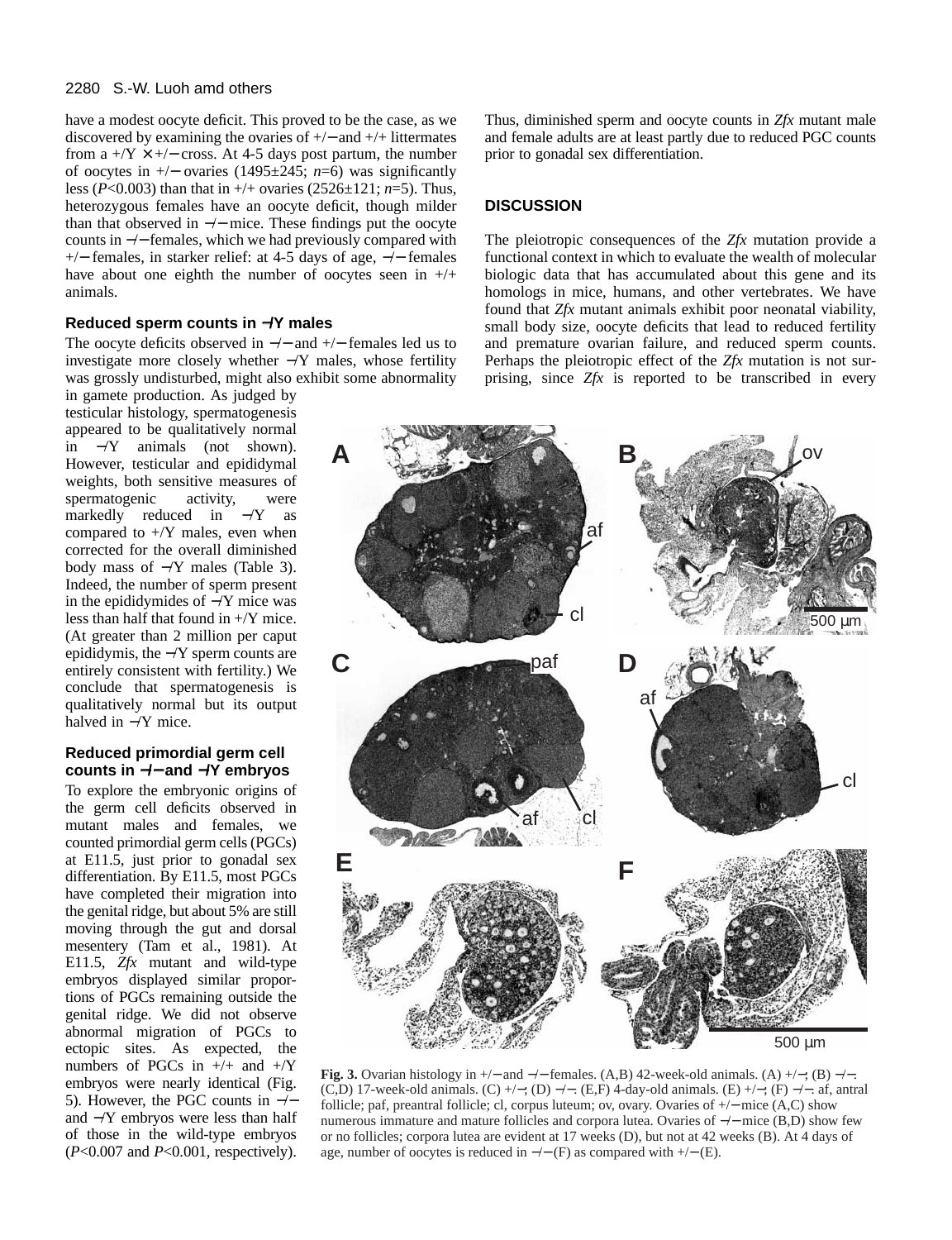have a modest oocyte deficit. This proved to be the case, as we discovered by examining the ovaries of +/− and +/+ littermates from a +/Y × +/− cross. At 4-5 days post partum, the number of oocytes in +/− ovaries (1495±245; *n*=6) was significantly less (*P*<0.003) than that in +/+ ovaries (2526±121; *n*=5). Thus, heterozygous females have an oocyte deficit, though milder than that observed in −/− mice. These findings put the oocyte counts in −/− females, which we had previously compared with +/− females, in starker relief: at 4-5 days of age, −/− females have about one eighth the number of oocytes seen in +/+ animals.

### Reduced sperm counts in −/Y males

The oocyte deficits observed in −/− and +/− females led us to investigate more closely whether −/Y males, whose fertility was grossly undisturbed, might also exhibit some abnormality in gamete production. As judged by testicular histology, spermatogenesis appeared to be qualitatively normal in −/Y animals (not shown). However, testicular and epididymal weights, both sensitive measures of spermatogenic activity, were markedly reduced in −/Y as compared to +/Y males, even when corrected for the overall diminished body mass of −/Y males (Table 3). Indeed, the number of sperm present in the epididymides of −/Y mice was less than half that found in +/Y mice. (At greater than 2 million per caput epididymis, the −/Y sperm counts are entirely consistent with fertility.) We conclude that spermatogenesis is qualitatively normal but its output halved in −/Y mice.

### Reduced primordial germ cell counts in −/− and −/Y embryos

To explore the embryonic origins of the germ cell deficits observed in mutant males and females, we counted primordial germ cells (PGCs) at E11.5, just prior to gonadal sex differentiation. By E11.5, most PGCs have completed their migration into the genital ridge, but about 5% are still moving through the gut and dorsal mesentery (Tam et al., 1981). At E11.5, *Zfx* mutant and wild-type embryos displayed similar proportions of PGCs remaining outside the genital ridge. We did not observe abnormal migration of PGCs to ectopic sites. As expected, the numbers of PGCs in +/+ and +/Y embryos were nearly identical (Fig. 5). However, the PGC counts in −/− and −/Y embryos were less than half of those in the wild-type embryos (*P*<0.007 and *P*<0.001, respectively). Thus, diminished sperm and oocyte counts in *Zfx* mutant male and female adults are at least partly due to reduced PGC counts prior to gonadal sex differentiation.

## DISCUSSION

The pleiotropic consequences of the *Zfx* mutation provide a functional context in which to evaluate the wealth of molecular biologic data that has accumulated about this gene and its homologs in mice, humans, and other vertebrates. We have found that *Zfx* mutant animals exhibit poor neonatal viability, small body size, oocyte deficits that lead to reduced fertility and premature ovarian failure, and reduced sperm counts. Perhaps the pleiotropic effect of the *Zfx* mutation is not surprising, since *Zfx* is reported to be transcribed in every

**Fig. 3.** Ovarian histology in +/− and −/− females. (A,B) 42-week-old animals. (A) +/−; (B) −/−. (C,D) 17-week-old animals. (C) +/−; (D) −/−. (E,F) 4-day-old animals. (E) +/−; (F) −/−. af, antral follicle; paf, preantral follicle; cl, corpus luteum; ov, ovary. Ovaries of +/− mice (A,C) show numerous immature and mature follicles and corpora lutea. Ovaries of −/− mice (B,D) show few or no follicles; corpora lutea are evident at 17 weeks (D), but not at 42 weeks (B). At 4 days of age, number of oocytes is reduced in −/− (F) as compared with +/− (E).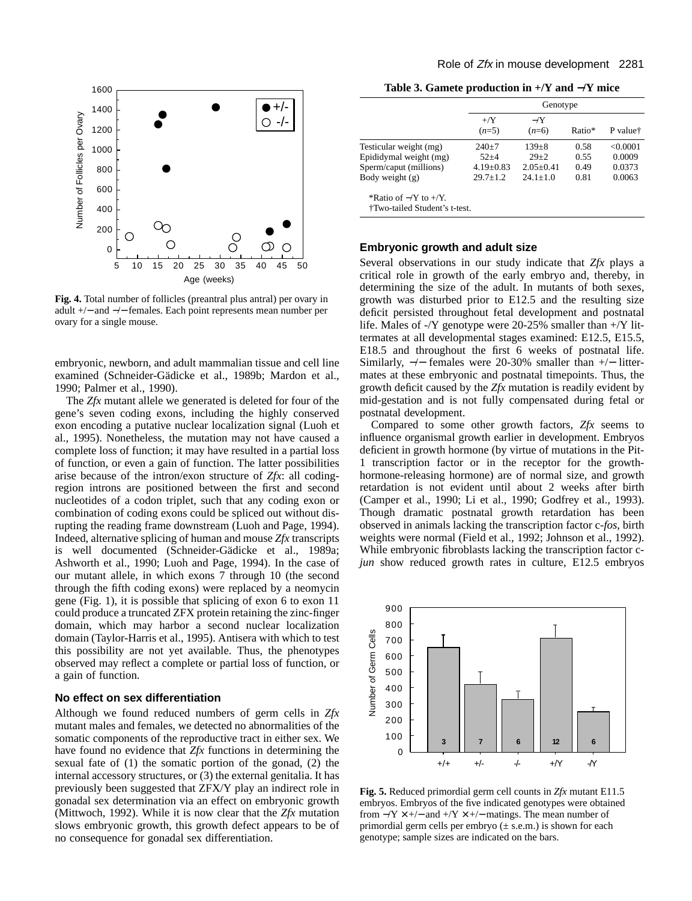Fig. 4. Total number of follicles (preantral plus antral) per ovary in adult +/− and −/− females. Each point represents mean number per ovary for a single mouse.

embryonic, newborn, and adult mammalian tissue and cell line examined (Schneider-Gädicke et al., 1989b; Mardon et al., 1990; Palmer et al., 1990).

The *Zfx* mutant allele we generated is deleted for four of the gene's seven coding exons, including the highly conserved exon encoding a putative nuclear localization signal (Luoh et al., 1995). Nonetheless, the mutation may not have caused a complete loss of function; it may have resulted in a partial loss of function, or even a gain of function. The latter possibilities arise because of the intron/exon structure of *Zfx*: all coding-region introns are positioned between the first and second nucleotides of a codon triplet, such that any coding exon or combination of coding exons could be spliced out without disrupting the reading frame downstream (Luoh and Page, 1994). Indeed, alternative splicing of human and mouse *Zfx* transcripts is well documented (Schneider-Gädicke et al., 1989a; Ashworth et al., 1990; Luoh and Page, 1994). In the case of our mutant allele, in which exons 7 through 10 (the second through the fifth coding exons) were replaced by a neomycin gene (Fig. 1), it is possible that splicing of exon 6 to exon 11 could produce a truncated ZFX protein retaining the zinc-finger domain, which may harbor a second nuclear localization domain (Taylor-Harris et al., 1995). Antisera with which to test this possibility are not yet available. Thus, the phenotypes observed may reflect a complete or partial loss of function, or a gain of function.

### No effect on sex differentiation

Although we found reduced numbers of germ cells in *Zfx* mutant males and females, we detected no abnormalities of the somatic components of the reproductive tract in either sex. We have found no evidence that *Zfx* functions in determining the sexual fate of (1) the somatic portion of the gonad, (2) the internal accessory structures, or (3) the external genitalia. It has previously been suggested that ZFX/Y play an indirect role in gonadal sex determination via an effect on embryonic growth (Mittwoch, 1992). While it is now clear that the *Zfx* mutation slows embryonic growth, this growth defect appears to be of no consequence for gonadal sex differentiation.

**Table 3. Gamete production in +/Y and −/Y mice**

| | Genotype | | | |
|---|---|---|---|---|
| | +/Y (*n*=5) | −/Y (*n*=6) | Ratio* | P value† |
| Testicular weight (mg) | 240±7 | 139±8 | 0.58 | <0.0001 |
| Epididymal weight (mg) | 52±4 | 29±2 | 0.55 | 0.0009 |
| Sperm/caput (millions) | 4.19±0.83 | 2.05±0.41 | 0.49 | 0.0373 |
| Body weight (g) | 29.7±1.2 | 24.1±1.0 | 0.81 | 0.0063 |

*Ratio of −/Y to +/Y.
†Two-tailed Student's t-test.

### Embryonic growth and adult size

Several observations in our study indicate that *Zfx* plays a critical role in growth of the early embryo and, thereby, in determining the size of the adult. In mutants of both sexes, growth was disturbed prior to E12.5 and the resulting size deficit persisted throughout fetal development and postnatal life. Males of -/Y genotype were 20-25% smaller than +/Y littermates at all developmental stages examined: E12.5, E15.5, E18.5 and throughout the first 6 weeks of postnatal life. Similarly, −/− females were 20-30% smaller than +/− littermates at these embryonic and postnatal timepoints. Thus, the growth deficit caused by the *Zfx* mutation is readily evident by mid-gestation and is not fully compensated during fetal or postnatal development.

Compared to some other growth factors, *Zfx* seems to influence organismal growth earlier in development. Embryos deficient in growth hormone (by virtue of mutations in the Pit-1 transcription factor or in the receptor for the growth-hormone-releasing hormone) are of normal size, and growth retardation is not evident until about 2 weeks after birth (Camper et al., 1990; Li et al., 1990; Godfrey et al., 1993). Though dramatic postnatal growth retardation has been observed in animals lacking the transcription factor c-*fos*, birth weights were normal (Field et al., 1992; Johnson et al., 1992). While embryonic fibroblasts lacking the transcription factor c-*jun* show reduced growth rates in culture, E12.5 embryos

Fig. 5. Reduced primordial germ cell counts in *Zfx* mutant E11.5 embryos. Embryos of the five indicated genotypes were obtained from −/Y × +/− and +/Y × +/− matings. The mean number of primordial germ cells per embryo (± s.e.m.) is shown for each genotype; sample sizes are indicated on the bars.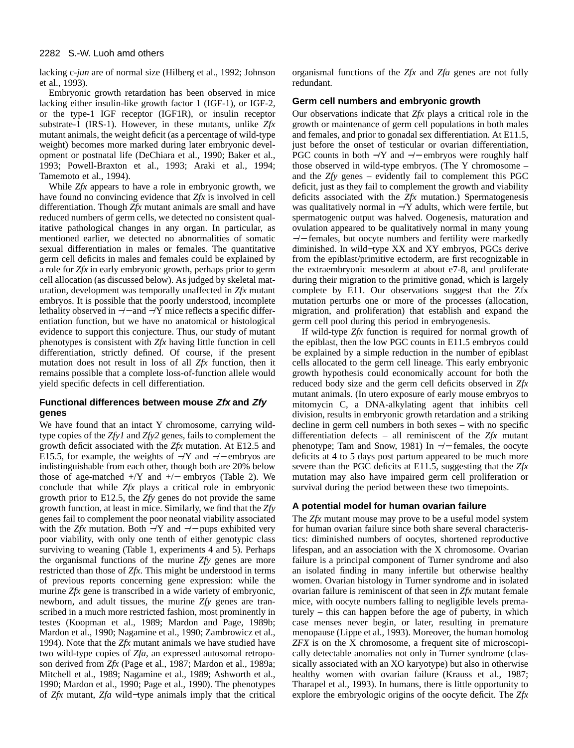lacking c-*jun* are of normal size (Hilberg et al., 1992; Johnson et al., 1993).

Embryonic growth retardation has been observed in mice lacking either insulin-like growth factor 1 (IGF-1), or IGF-2, or the type-1 IGF receptor (IGF1R), or insulin receptor substrate-1 (IRS-1). However, in these mutants, unlike *Zfx* mutant animals, the weight deficit (as a percentage of wild-type weight) becomes more marked during later embryonic development or postnatal life (DeChiara et al., 1990; Baker et al., 1993; Powell-Braxton et al., 1993; Araki et al., 1994; Tamemoto et al., 1994).

While *Zfx* appears to have a role in embryonic growth, we have found no convincing evidence that *Zfx* is involved in cell differentiation. Though *Zfx* mutant animals are small and have reduced numbers of germ cells, we detected no consistent qualitative pathological changes in any organ. In particular, as mentioned earlier, we detected no abnormalities of somatic sexual differentiation in males or females. The quantitative germ cell deficits in males and females could be explained by a role for *Zfx* in early embryonic growth, perhaps prior to germ cell allocation (as discussed below). As judged by skeletal maturation, development was temporally unaffected in *Zfx* mutant embryos. It is possible that the poorly understood, incomplete lethality observed in −/− and −/Y mice reflects a specific differentiation function, but we have no anatomical or histological evidence to support this conjecture. Thus, our study of mutant phenotypes is consistent with *Zfx* having little function in cell differentiation, strictly defined. Of course, if the present mutation does not result in loss of all *Zfx* function, then it remains possible that a complete loss-of-function allele would yield specific defects in cell differentiation.

### Functional differences between mouse *Zfx* and *Zfy* genes

We have found that an intact Y chromosome, carrying wild-type copies of the *Zfy1* and *Zfy2* genes, fails to complement the growth deficit associated with the *Zfx* mutation. At E12.5 and E15.5, for example, the weights of −/Y and −/− embryos are indistinguishable from each other, though both are 20% below those of age-matched +/Y and +/− embryos (Table 2). We conclude that while *Zfx* plays a critical role in embryonic growth prior to E12.5, the *Zfy* genes do not provide the same growth function, at least in mice. Similarly, we find that the *Zfy* genes fail to complement the poor neonatal viability associated with the *Zfx* mutation. Both −/Y and −/− pups exhibited very poor viability, with only one tenth of either genotypic class surviving to weaning (Table 1, experiments 4 and 5). Perhaps the organismal functions of the murine *Zfy* genes are more restricted than those of *Zfx*. This might be understood in terms of previous reports concerning gene expression: while the murine *Zfx* gene is transcribed in a wide variety of embryonic, newborn, and adult tissues, the murine *Zfy* genes are transcribed in a much more restricted fashion, most prominently in testes (Koopman et al., 1989; Mardon and Page, 1989b; Mardon et al., 1990; Nagamine et al., 1990; Zambrowicz et al., 1994). Note that the *Zfx* mutant animals we have studied have two wild-type copies of *Zfa*, an expressed autosomal retroposon derived from *Zfx* (Page et al., 1987; Mardon et al., 1989a; Mitchell et al., 1989; Nagamine et al., 1989; Ashworth et al., 1990; Mardon et al., 1990; Page et al., 1990). The phenotypes of *Zfx* mutant, *Zfa* wild-type animals imply that the critical organismal functions of the *Zfx* and *Zfa* genes are not fully redundant.

### Germ cell numbers and embryonic growth

Our observations indicate that *Zfx* plays a critical role in the growth or maintenance of germ cell populations in both males and females, and prior to gonadal sex differentiation. At E11.5, just before the onset of testicular or ovarian differentiation, PGC counts in both −/Y and −/− embryos were roughly half those observed in wild-type embryos. (The Y chromosome – and the *Zfy* genes – evidently fail to complement this PGC deficit, just as they fail to complement the growth and viability deficits associated with the *Zfx* mutation.) Spermatogenesis was qualitatively normal in −/Y adults, which were fertile, but spermatogenic output was halved. Oogenesis, maturation and ovulation appeared to be qualitatively normal in many young −/− females, but oocyte numbers and fertility were markedly diminished. In wild-type XX and XY embryos, PGCs derive from the epiblast/primitive ectoderm, are first recognizable in the extraembryonic mesoderm at about e7-8, and proliferate during their migration to the primitive gonad, which is largely complete by E11. Our observations suggest that the Zfx mutation perturbs one or more of the processes (allocation, migration, and proliferation) that establish and expand the germ cell pool during this period in embryogenesis.

If wild-type *Zfx* function is required for normal growth of the epiblast, then the low PGC counts in E11.5 embryos could be explained by a simple reduction in the number of epiblast cells allocated to the germ cell lineage. This early embryonic growth hypothesis could economically account for both the reduced body size and the germ cell deficits observed in *Zfx* mutant animals. (In utero exposure of early mouse embryos to mitomycin C, a DNA-alkylating agent that inhibits cell division, results in embryonic growth retardation and a striking decline in germ cell numbers in both sexes – with no specific differentiation defects – all reminiscent of the *Zfx* mutant phenotype; Tam and Snow, 1981) In −/− females, the oocyte deficits at 4 to 5 days post partum appeared to be much more severe than the PGC deficits at E11.5, suggesting that the *Zfx* mutation may also have impaired germ cell proliferation or survival during the period between these two timepoints.

### A potential model for human ovarian failure

The *Zfx* mutant mouse may prove to be a useful model system for human ovarian failure since both share several characteristics: diminished numbers of oocytes, shortened reproductive lifespan, and an association with the X chromosome. Ovarian failure is a principal component of Turner syndrome and also an isolated finding in many infertile but otherwise healthy women. Ovarian histology in Turner syndrome and in isolated ovarian failure is reminiscent of that seen in *Zfx* mutant female mice, with oocyte numbers falling to negligible levels prematurely – this can happen before the age of puberty, in which case menses never begin, or later, resulting in premature menopause (Lippe et al., 1993). Moreover, the human homolog *ZFX* is on the X chromosome, a frequent site of microscopically detectable anomalies not only in Turner syndrome (classically associated with an XO karyotype) but also in otherwise healthy women with ovarian failure (Krauss et al., 1987; Tharapel et al., 1993). In humans, there is little opportunity to explore the embryologic origins of the oocyte deficit. The *Zfx*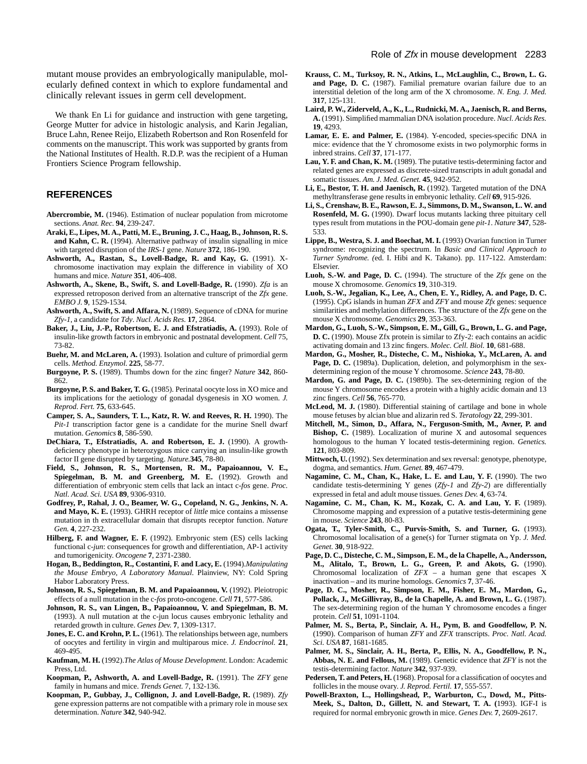mutant mouse provides an embryologically manipulable, molecularly defined context in which to explore fundamental and clinically relevant issues in germ cell development.

We thank En Li for guidance and instruction with gene targeting, George Mutter for advice in histologic analysis, and Karin Jegalian, Bruce Lahn, Renee Reijo, Elizabeth Robertson and Ron Rosenfeld for comments on the manuscript. This work was supported by grants from the National Institutes of Health. R.D.P. was the recipient of a Human Frontiers Science Program fellowship.

## REFERENCES

**Abercrombie, M.** (1946). Estimation of nuclear population from microtome sections. *Anat. Rec.* **94**, 239-247.

**Araki, E., Lipes, M. A., Patti, M. E., Bruning, J. C., Haag, B., Johnson, R. S. and Kahn, C. R.** (1994). Alternative pathway of insulin signalling in mice with targeted disruption of the *IRS-1* gene. *Nature* **372**, 186-190.

**Ashworth, A., Rastan, S., Lovell-Badge, R. and Kay, G.** (1991). X-chromosome inactivation may explain the difference in viability of XO humans and mice. *Nature* **351**, 406-408.

**Ashworth, A., Skene, B., Swift, S. and Lovell-Badge, R.** (1990). *Zfa* is an expressed retroposon derived from an alternative transcript of the *Zfx* gene. *EMBO J.* **9**, 1529-1534.

**Ashworth, A., Swift, S. and Affara, N.** (1989). Sequence of cDNA for murine *Zfy-1*, a candidate for *Tdy*. *Nucl. Acids Res.* **17**, 2864.

**Baker, J., Liu, J.-P., Robertson, E. J. and Efstratiadis, A.** (1993). Role of insulin-like growth factors in embryonic and postnatal development. *Cell* 75, 73-82.

**Buehr, M. and McLaren, A.** (1993). Isolation and culture of primordial germ cells. *Method. Enzymol.* **225**, 58-77.

**Burgoyne, P. S.** (1989). Thumbs down for the zinc finger? *Nature* **342**, 860-862.

**Burgoyne, P. S. and Baker, T. G.** (1985). Perinatal oocyte loss in XO mice and its implications for the aetiology of gonadal dysgenesis in XO women. *J. Reprod. Fert.* **75**, 633-645.

**Camper, S. A., Saunders, T. L., Katz, R. W. and Reeves, R. H.** 1990). The *Pit-1* transcription factor gene is a candidate for the murine Snell dwarf mutation. *Genomics* **8**, 586-590.

**DeChiara, T., Efstratiadis, A. and Robertson, E. J.** (1990). A growth-deficiency phenotype in heterozygous mice carrying an insulin-like growth factor II gene disrupted by targeting. *Nature.***345**, 78-80.

**Field, S., Johnson, R. S., Mortensen, R. M., Papaioannou, V. E., Spiegelman, B. M. and Greenberg, M. E.** (1992). Growth and differentiation of embryonic stem cells that lack an intact c-*fos* gene. *Proc. Natl. Acad. Sci. USA* **89**, 9306-9310.

**Godfrey, P., Rahal, J. O., Beamer, W. G., Copeland, N. G., Jenkins, N. A. and Mayo, K. E.** (1993). GHRH receptor of *little* mice contains a missense mutation in th extracellular domain that disrupts receptor function. *Nature Gen.* **4**, 227-232.

**Hilberg, F. and Wagner, E. F.** (1992). Embryonic stem (ES) cells lacking functional c-*jun*: consequences for growth and differentiation, AP-1 activity and tumorigenicity. *Oncogene* **7**, 2371-2380.

**Hogan, B., Beddington, R., Costantini, F. and Lacy, E.** (1994).*Manipulating the Mouse Embryo, A Laboratory Manual*. Plainview, NY: Cold Spring Habor Laboratory Press.

**Johnson, R. S., Spiegelman, B. M. and Papaioannou, V.** (1992). Pleiotropic effects of a null mutation in the c-*fos* proto-oncogene. *Cell* **71**, 577-586.

**Johnson, R. S., van Lingen, B., Papaioannou, V. and Spiegelman, B. M.** (1993). A null mutation at the c-jun locus causes embryonic lethality and retarded growth in culture. *Genes Dev.* **7**, 1309-1317.

**Jones, E. C. and Krohn, P. L.** (1961). The relationships between age, numbers of oocytes and fertility in virgin and multiparous mice. *J. Endocrinol.* **21**, 469-495.

**Kaufman, M. H.** (1992).*The Atlas of Mouse Development*. London: Academic Press, Ltd.

**Koopman, P., Ashworth, A. and Lovell-Badge, R.** (1991). The *ZFY* gene family in humans and mice. *Trends Genet.* 7, 132-136.

**Koopman, P., Gubbay, J., Collignon, J. and Lovell-Badge, R.** (1989). *Zfy* gene expression patterns are not compatible with a primary role in mouse sex determination. *Nature* **342**, 940-942.

**Krauss, C. M., Turksoy, R. N., Atkins, L., McLaughlin, C., Brown, L. G. and Page, D. C.** (1987). Familial premature ovarian failure due to an interstitial deletion of the long arm of the X chromosome. *N. Eng. J. Med.* **317**, 125-131.

**Laird, P. W., Ziderveld, A., K., L., Rudnicki, M. A., Jaenisch, R. and Berns, A.** (1991). Simplified mammalian DNA isolation procedure. *Nucl. Acids Res.* **19**, 4293.

**Lamar, E. E. and Palmer, E.** (1984). Y-encoded, species-specific DNA in mice: evidence that the Y chromosome exists in two polymorphic forms in inbred strains. *Cell* **37**, 171-177.

**Lau, Y. F. and Chan, K. M.** (1989). The putative testis-determining factor and related genes are expressed as discrete-sized transcripts in adult gonadal and somatic tissues. *Am. J. Med. Genet.* **45**, 942-952.

**Li, E., Bestor, T. H. and Jaenisch, R.** (1992). Targeted mutation of the DNA methyltransferase gene results in embryonic lethality. *Cell* **69**, 915-926.

**Li, S., Crenshaw, B. E., Rawson, E. J., Simmons, D. M., Swanson, L. W. and Rosenfeld, M. G.** (1990). Dwarf locus mutants lacking three pituitary cell types result from mutations in the POU-domain gene *pit-1*. *Nature* **347**, 528-533.

**Lippe, B., Westra, S. J. and Boechat, M. I.** (1993) Ovarian function in Turner syndrome: recognizing the spectrum. In *Basic and Clinical Approach to Turner Syndrome. (*ed. I. Hibi and K. Takano). pp. 117-122. Amsterdam: Elsevier.

**Luoh, S.-W. and Page, D. C.** (1994). The structure of the *Zfx* gene on the mouse X chromosome. *Genomics* **19**, 310-319.

**Luoh, S.-W., Jegalian, K., Lee, A., Chen, E. Y., Ridley, A. and Page, D. C.** (1995). CpG islands in human *ZFX* and *ZFY* and mouse *Zfx* genes: sequence similarities and methylation differences. The structure of the *Zfx* gene on the mouse X chromosome. *Genomics* **29**, 353-363.

**Mardon, G., Luoh, S.-W., Simpson, E. M., Gill, G., Brown, L. G. and Page, D. C.** (1990). Mouse Zfx protein is similar to Zfy-2: each contains an acidic activating domain and 13 zinc fingers. *Molec. Cell. Biol.* **10**, 681-688.

**Mardon, G., Mosher, R., Disteche, C. M., Nishioka, Y., McLaren, A. and Page, D. C.** (1989a). Duplication, deletion, and polymorphism in the sex-determining region of the mouse Y chromosome. *Science* **243**, 78-80.

**Mardon, G. and Page, D. C.** (1989b). The sex-determining region of the mouse Y chromosome encodes a protein with a highly acidic domain and 13 zinc fingers. *Cell* **56**, 765-770.

**McLeod, M. J.** (1980). Differential staining of cartilage and bone in whole mouse fetuses by alcian blue and alizarin red S. *Teratology* **22**, 299-301.

**Mitchell, M., Simon, D., Affara, N., Ferguson-Smith, M., Avner, P. and Bishop, C.** (1989). Localization of murine X and autosomal sequences homologous to the human Y located testis-determining region. *Genetics.* **121**, 803-809.

**Mittwoch, U.** (1992). Sex determination and sex reversal: genotype, phenotype, dogma, and semantics. *Hum. Genet.* **89**, 467-479.

**Nagamine, C. M., Chan, K., Hake, L. E. and Lau, Y. F.** (1990). The two candidate testis-determining Y genes (*Zfy-1* and *Zfy-2*) are differentially expressed in fetal and adult mouse tissues. *Genes Dev.* **4**, 63-74.

**Nagamine, C. M., Chan, K. M., Kozak, C. A. and Lau, Y. F.** (1989). Chromosome mapping and expression of a putative testis-determining gene in mouse. *Science* **243**, 80-83.

**Ogata, T., Tyler-Smith, C., Purvis-Smith, S. and Turner, G.** (1993). Chromosomal localisation of a gene(s) for Turner stigmata on Yp. *J. Med. Genet.* **30**, 918-922.

**Page, D. C., Disteche, C. M., Simpson, E. M., de la Chapelle, A., Andersson, M., Alitalo, T., Brown, L. G., Green, P. and Akots, G.** (1990). Chromosomal localization of *ZFX* – a human gene that escapes X inactivation – and its murine homologs. *Genomics* **7**, 37-46.

**Page, D. C., Mosher, R., Simpson, E. M., Fisher, E. M., Mardon, G., Pollack, J., McGillivray, B., de la Chapelle, A. and Brown, L. G.** (1987). The sex-determining region of the human Y chromosome encodes a finger protein. *Cell* **51**, 1091-1104.

**Palmer, M. S., Berta, P., Sinclair, A. H., Pym, B. and Goodfellow, P. N.** (1990). Comparison of human *ZFY* and *ZFX* transcripts. *Proc. Natl. Acad. Sci. USA* **87**, 1681-1685.

**Palmer, M. S., Sinclair, A. H., Berta, P., Ellis, N. A., Goodfellow, P. N., Abbas, N. E. and Fellous, M.** (1989). Genetic evidence that *ZFY* is not the testis-determining factor. *Nature* **342**, 937-939.

**Pedersen, T. and Peters, H.** (1968). Proposal for a classification of oocytes and follicles in the mouse ovary. *J. Reprod. Fertil.* **17**, 555-557.

**Powell-Braxton, L., Hollingshead, P., Warburton, C., Dowd, M., Pitts-Meek, S., Dalton, D., Gillett, N. and Stewart, T. A. (**1993). IGF-I is required for normal embryonic growth in mice. *Genes Dev.* **7**, 2609-2617.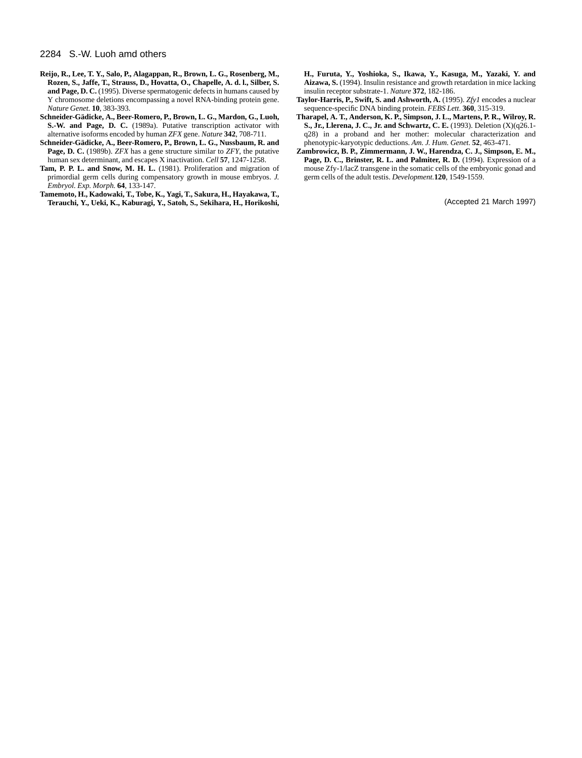**Reijo, R., Lee, T. Y., Salo, P., Alagappan, R., Brown, L. G., Rosenberg, M., Rozen, S., Jaffe, T., Strauss, D., Hovatta, O., Chapelle, A. d. l., Silber, S. and Page, D. C.** (1995). Diverse spermatogenic defects in humans caused by Y chromosome deletions encompassing a novel RNA-binding protein gene. *Nature Genet.* **10**, 383-393.

**Schneider-Gädicke, A., Beer-Romero, P., Brown, L. G., Mardon, G., Luoh, S.-W. and Page, D. C.** (1989a). Putative transcription activator with alternative isoforms encoded by human *ZFX* gene. *Nature* **342**, 708-711.

**Schneider-Gädicke, A., Beer-Romero, P., Brown, L. G., Nussbaum, R. and Page, D. C.** (1989b). *ZFX* has a gene structure similar to *ZFY*, the putative human sex determinant, and escapes X inactivation. *Cell* **57**, 1247-1258.

**Tam, P. P. L. and Snow, M. H. L.** (1981). Proliferation and migration of primordial germ cells during compensatory growth in mouse embryos. *J. Embryol. Exp. Morph.* **64**, 133-147.

**Tamemoto, H., Kadowaki, T., Tobe, K., Yagi, T., Sakura, H., Hayakawa, T., Terauchi, Y., Ueki, K., Kaburagi, Y., Satoh, S., Sekihara, H., Horikoshi, H., Furuta, Y., Yoshioka, S., Ikawa, Y., Kasuga, M., Yazaki, Y. and Aizawa, S.** (1994). Insulin resistance and growth retardation in mice lacking insulin receptor substrate-1. *Nature* **372**, 182-186.

**Taylor-Harris, P., Swift, S. and Ashworth, A.** (1995). *Zfy1* encodes a nuclear sequence-specific DNA binding protein. *FEBS Lett*. **360**, 315-319.

**Tharapel, A. T., Anderson, K. P., Simpson, J. L., Martens, P. R., Wilroy, R. S., Jr., Llerena, J. C., Jr. and Schwartz, C. E.** (1993). Deletion (X)(q26.1-q28) in a proband and her mother: molecular characterization and phenotypic-karyotypic deductions. *Am. J. Hum. Genet.* **52**, 463-471.

**Zambrowicz, B. P., Zimmermann, J. W., Harendza, C. J., Simpson, E. M., Page, D. C., Brinster, R. L. and Palmiter, R. D.** (1994). Expression of a mouse Zfy-1/lacZ transgene in the somatic cells of the embryonic gonad and germ cells of the adult testis. *Development.* **120**, 1549-1559.

(Accepted 21 March 1997)